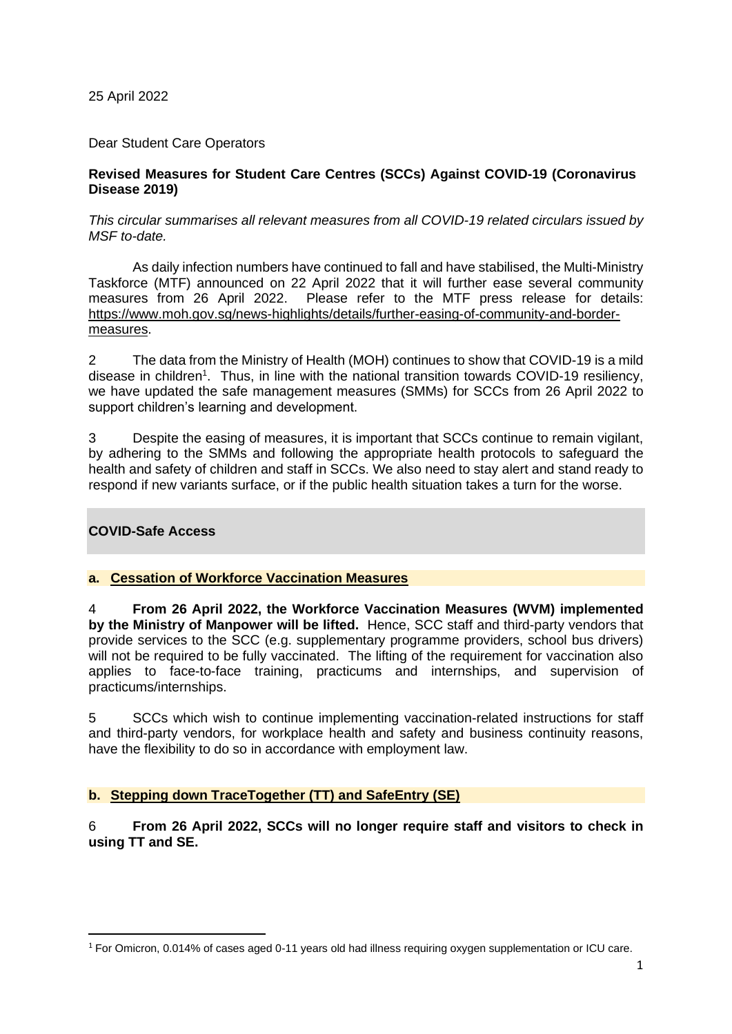25 April 2022

Dear Student Care Operators

**Revised Measures for Student Care Centres (SCCs) Against COVID-19 (Coronavirus Disease 2019)**

*This circular summarises all relevant measures from all COVID-19 related circulars issued by MSF to-date.*

As daily infection numbers have continued to fall and have stabilised, the Multi-Ministry Taskforce (MTF) announced on 22 April 2022 that it will further ease several community measures from 26 April 2022. Please refer to the MTF press release for details: https://www.moh.gov.sg/news-highlights/details/further-easing-of-community-and-border-measures.

2 The data from the Ministry of Health (MOH) continues to show that COVID-19 is a mild disease in children[1]. Thus, in line with the national transition towards COVID-19 resiliency, we have updated the safe management measures (SMMs) for SCCs from 26 April 2022 to support children's learning and development.

3 Despite the easing of measures, it is important that SCCs continue to remain vigilant, by adhering to the SMMs and following the appropriate health protocols to safeguard the health and safety of children and staff in SCCs. We also need to stay alert and stand ready to respond if new variants surface, or if the public health situation takes a turn for the worse.

## COVID-Safe Access

### a. Cessation of Workforce Vaccination Measures

4 **From 26 April 2022, the Workforce Vaccination Measures (WVM) implemented by the Ministry of Manpower will be lifted.** Hence, SCC staff and third-party vendors that provide services to the SCC (e.g. supplementary programme providers, school bus drivers) will not be required to be fully vaccinated. The lifting of the requirement for vaccination also applies to face-to-face training, practicums and internships, and supervision of practicums/internships.

5 SCCs which wish to continue implementing vaccination-related instructions for staff and third-party vendors, for workplace health and safety and business continuity reasons, have the flexibility to do so in accordance with employment law.

### b. Stepping down TraceTogether (TT) and SafeEntry (SE)

6 **From 26 April 2022, SCCs will no longer require staff and visitors to check in using TT and SE.**

[1] For Omicron, 0.014% of cases aged 0-11 years old had illness requiring oxygen supplementation or ICU care.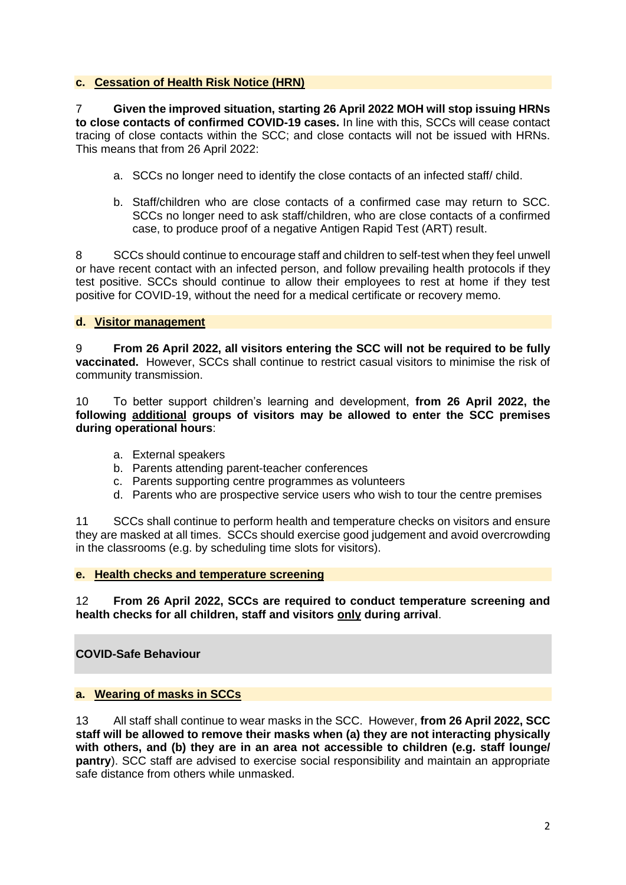#### c. Cessation of Health Risk Notice (HRN)

7 **Given the improved situation, starting 26 April 2022 MOH will stop issuing HRNs to close contacts of confirmed COVID-19 cases.** In line with this, SCCs will cease contact tracing of close contacts within the SCC; and close contacts will not be issued with HRNs. This means that from 26 April 2022:

a. SCCs no longer need to identify the close contacts of an infected staff/ child.

b. Staff/children who are close contacts of a confirmed case may return to SCC. SCCs no longer need to ask staff/children, who are close contacts of a confirmed case, to produce proof of a negative Antigen Rapid Test (ART) result.

8 SCCs should continue to encourage staff and children to self-test when they feel unwell or have recent contact with an infected person, and follow prevailing health protocols if they test positive. SCCs should continue to allow their employees to rest at home if they test positive for COVID-19, without the need for a medical certificate or recovery memo.

#### d. Visitor management

9 **From 26 April 2022, all visitors entering the SCC will not be required to be fully vaccinated.** However, SCCs shall continue to restrict casual visitors to minimise the risk of community transmission.

10 To better support children's learning and development, **from 26 April 2022, the following additional groups of visitors may be allowed to enter the SCC premises during operational hours**:

a. External speakers
b. Parents attending parent-teacher conferences
c. Parents supporting centre programmes as volunteers
d. Parents who are prospective service users who wish to tour the centre premises

11 SCCs shall continue to perform health and temperature checks on visitors and ensure they are masked at all times. SCCs should exercise good judgement and avoid overcrowding in the classrooms (e.g. by scheduling time slots for visitors).

#### e. Health checks and temperature screening

12 **From 26 April 2022, SCCs are required to conduct temperature screening and health checks for all children, staff and visitors only during arrival**.

### COVID-Safe Behaviour

#### a. Wearing of masks in SCCs

13 All staff shall continue to wear masks in the SCC. However, **from 26 April 2022, SCC staff will be allowed to remove their masks when (a) they are not interacting physically with others, and (b) they are in an area not accessible to children (e.g. staff lounge/ pantry**). SCC staff are advised to exercise social responsibility and maintain an appropriate safe distance from others while unmasked.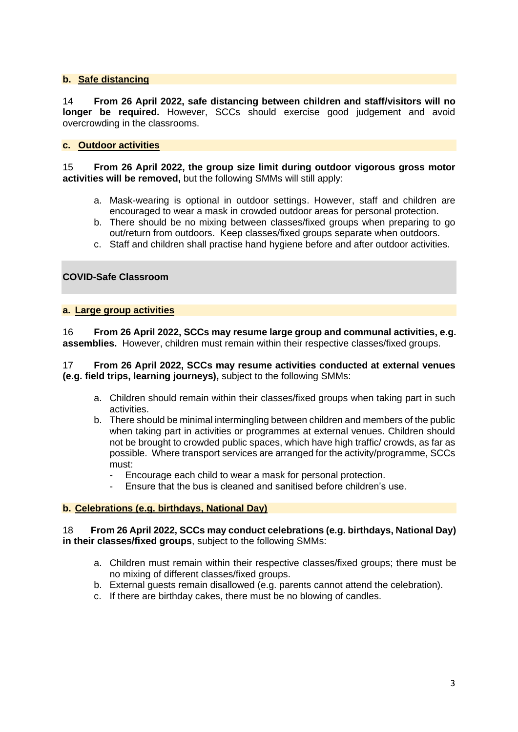### b. Safe distancing

14 **From 26 April 2022, safe distancing between children and staff/visitors will no longer be required.** However, SCCs should exercise good judgement and avoid overcrowding in the classrooms.

### c. Outdoor activities

15 **From 26 April 2022, the group size limit during outdoor vigorous gross motor activities will be removed,** but the following SMMs will still apply:

a. Mask-wearing is optional in outdoor settings. However, staff and children are encouraged to wear a mask in crowded outdoor areas for personal protection.
b. There should be no mixing between classes/fixed groups when preparing to go out/return from outdoors. Keep classes/fixed groups separate when outdoors.
c. Staff and children shall practise hand hygiene before and after outdoor activities.

## COVID-Safe Classroom

### a. Large group activities

16 **From 26 April 2022, SCCs may resume large group and communal activities, e.g. assemblies.** However, children must remain within their respective classes/fixed groups.

17 **From 26 April 2022, SCCs may resume activities conducted at external venues (e.g. field trips, learning journeys),** subject to the following SMMs:

a. Children should remain within their classes/fixed groups when taking part in such activities.
b. There should be minimal intermingling between children and members of the public when taking part in activities or programmes at external venues. Children should not be brought to crowded public spaces, which have high traffic/ crowds, as far as possible. Where transport services are arranged for the activity/programme, SCCs must:
   - Encourage each child to wear a mask for personal protection.
   - Ensure that the bus is cleaned and sanitised before children's use.

### b. Celebrations (e.g. birthdays, National Day)

18 **From 26 April 2022, SCCs may conduct celebrations (e.g. birthdays, National Day) in their classes/fixed groups**, subject to the following SMMs:

a. Children must remain within their respective classes/fixed groups; there must be no mixing of different classes/fixed groups.
b. External guests remain disallowed (e.g. parents cannot attend the celebration).
c. If there are birthday cakes, there must be no blowing of candles.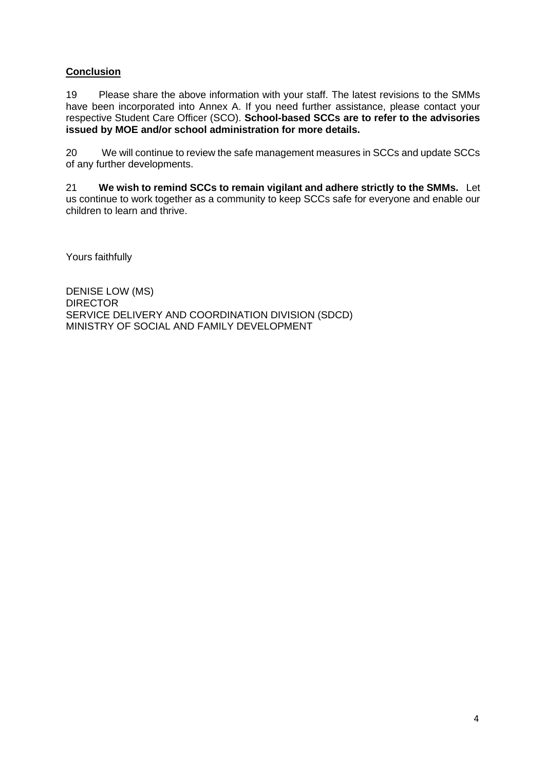**Conclusion**

19 Please share the above information with your staff. The latest revisions to the SMMs have been incorporated into Annex A. If you need further assistance, please contact your respective Student Care Officer (SCO). **School-based SCCs are to refer to the advisories issued by MOE and/or school administration for more details.**

20 We will continue to review the safe management measures in SCCs and update SCCs of any further developments.

21 **We wish to remind SCCs to remain vigilant and adhere strictly to the SMMs.** Let us continue to work together as a community to keep SCCs safe for everyone and enable our children to learn and thrive.

Yours faithfully

DENISE LOW (MS)
DIRECTOR
SERVICE DELIVERY AND COORDINATION DIVISION (SDCD)
MINISTRY OF SOCIAL AND FAMILY DEVELOPMENT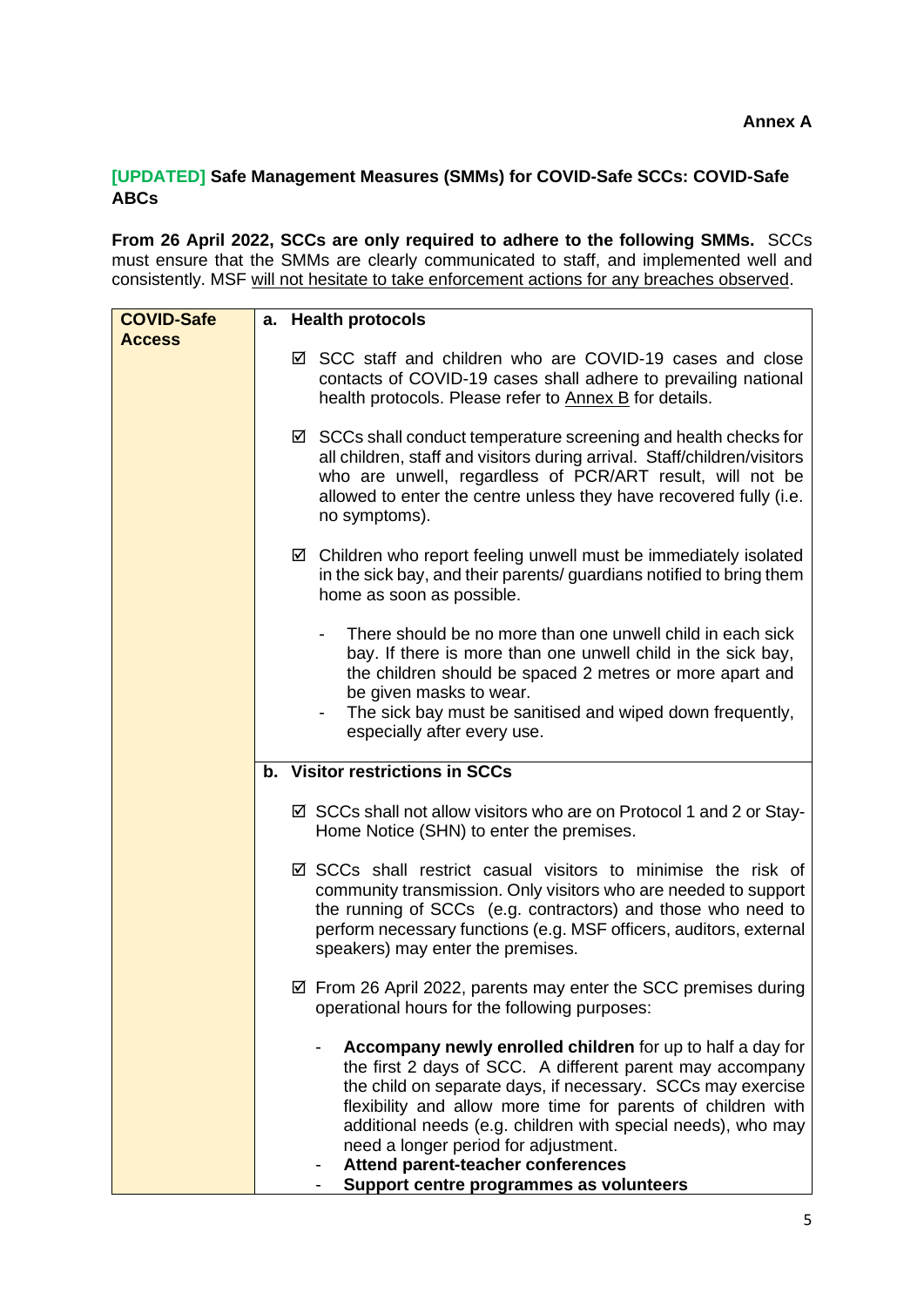**Annex A**

## [UPDATED] Safe Management Measures (SMMs) for COVID-Safe SCCs: COVID-Safe ABCs

**From 26 April 2022, SCCs are only required to adhere to the following SMMs.** SCCs must ensure that the SMMs are clearly communicated to staff, and implemented well and consistently. MSF will not hesitate to take enforcement actions for any breaches observed.

| | |
|---|---|
| **COVID-Safe Access** | **a. Health protocols**<br><br>☑ SCC staff and children who are COVID-19 cases and close contacts of COVID-19 cases shall adhere to prevailing national health protocols. Please refer to Annex B for details.<br><br>☑ SCCs shall conduct temperature screening and health checks for all children, staff and visitors during arrival. Staff/children/visitors who are unwell, regardless of PCR/ART result, will not be allowed to enter the centre unless they have recovered fully (i.e. no symptoms).<br><br>☑ Children who report feeling unwell must be immediately isolated in the sick bay, and their parents/ guardians notified to bring them home as soon as possible.<br><br>- There should be no more than one unwell child in each sick bay. If there is more than one unwell child in the sick bay, the children should be spaced 2 metres or more apart and be given masks to wear.<br>- The sick bay must be sanitised and wiped down frequently, especially after every use. |
| | **b. Visitor restrictions in SCCs**<br><br>☑ SCCs shall not allow visitors who are on Protocol 1 and 2 or Stay-Home Notice (SHN) to enter the premises.<br><br>☑ SCCs shall restrict casual visitors to minimise the risk of community transmission. Only visitors who are needed to support the running of SCCs (e.g. contractors) and those who need to perform necessary functions (e.g. MSF officers, auditors, external speakers) may enter the premises.<br><br>☑ From 26 April 2022, parents may enter the SCC premises during operational hours for the following purposes:<br><br>- **Accompany newly enrolled children** for up to half a day for the first 2 days of SCC. A different parent may accompany the child on separate days, if necessary. SCCs may exercise flexibility and allow more time for parents of children with additional needs (e.g. children with special needs), who may need a longer period for adjustment.<br>- **Attend parent-teacher conferences**<br>- **Support centre programmes as volunteers** |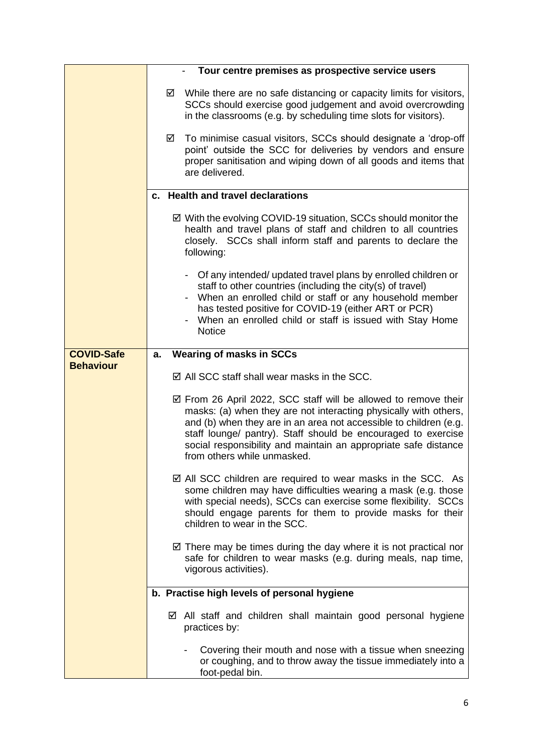| | |
|---|---|
| | - **Tour centre premises as prospective service users**<br><br>☑ While there are no safe distancing or capacity limits for visitors, SCCs should exercise good judgement and avoid overcrowding in the classrooms (e.g. by scheduling time slots for visitors).<br><br>☑ To minimise casual visitors, SCCs should designate a 'drop-off point' outside the SCC for deliveries by vendors and ensure proper sanitisation and wiping down of all goods and items that are delivered. |
| | **c. Health and travel declarations**<br><br>☑ With the evolving COVID-19 situation, SCCs should monitor the health and travel plans of staff and children to all countries closely. SCCs shall inform staff and parents to declare the following:<br><br>- Of any intended/ updated travel plans by enrolled children or staff to other countries (including the city(s) of travel)<br>- When an enrolled child or staff or any household member has tested positive for COVID-19 (either ART or PCR)<br>- When an enrolled child or staff is issued with Stay Home Notice |
| **COVID-Safe Behaviour** | **a. Wearing of masks in SCCs**<br><br>☑ All SCC staff shall wear masks in the SCC.<br><br>☑ From 26 April 2022, SCC staff will be allowed to remove their masks: (a) when they are not interacting physically with others, and (b) when they are in an area not accessible to children (e.g. staff lounge/ pantry). Staff should be encouraged to exercise social responsibility and maintain an appropriate safe distance from others while unmasked.<br><br>☑ All SCC children are required to wear masks in the SCC. As some children may have difficulties wearing a mask (e.g. those with special needs), SCCs can exercise some flexibility. SCCs should engage parents for them to provide masks for their children to wear in the SCC.<br><br>☑ There may be times during the day where it is not practical nor safe for children to wear masks (e.g. during meals, nap time, vigorous activities). |
| | **b. Practise high levels of personal hygiene**<br><br>☑ All staff and children shall maintain good personal hygiene practices by:<br><br>- Covering their mouth and nose with a tissue when sneezing or coughing, and to throw away the tissue immediately into a foot-pedal bin. |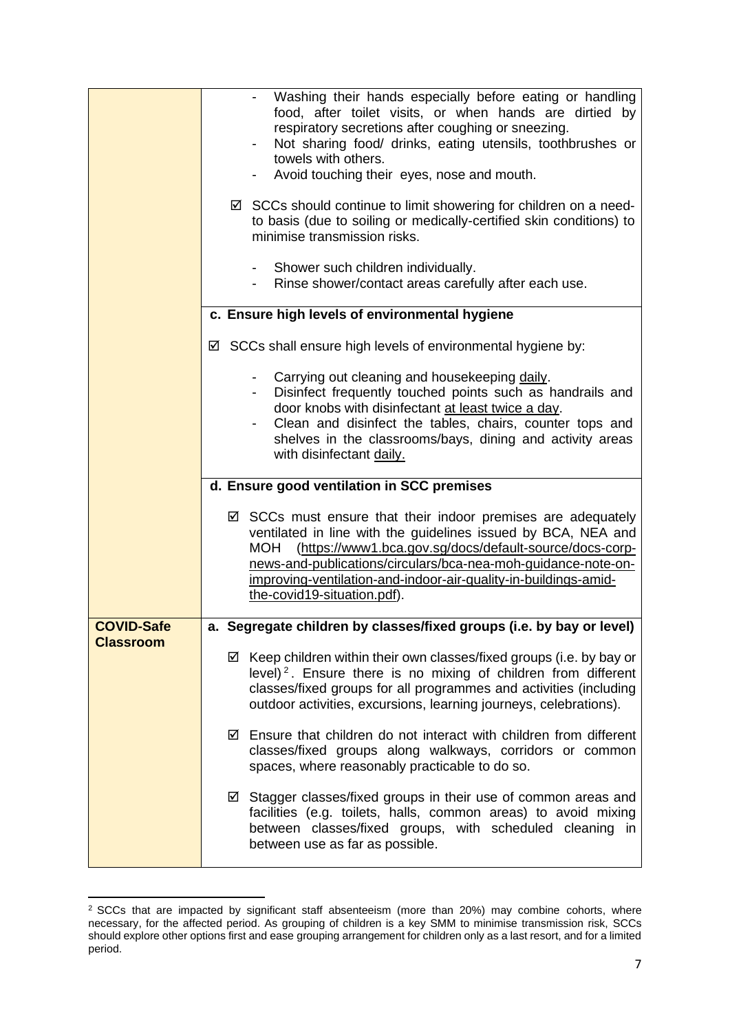| | |
|---|---|
| | - Washing their hands especially before eating or handling food, after toilet visits, or when hands are dirtied by respiratory secretions after coughing or sneezing.<br>- Not sharing food/ drinks, eating utensils, toothbrushes or towels with others.<br>- Avoid touching their eyes, nose and mouth.<br><br>☑ SCCs should continue to limit showering for children on a need-to basis (due to soiling or medically-certified skin conditions) to minimise transmission risks.<br><br>- Shower such children individually.<br>- Rinse shower/contact areas carefully after each use. |
| | **c. Ensure high levels of environmental hygiene**<br><br>☑ SCCs shall ensure high levels of environmental hygiene by:<br><br>- Carrying out cleaning and housekeeping daily.<br>- Disinfect frequently touched points such as handrails and door knobs with disinfectant at least twice a day.<br>- Clean and disinfect the tables, chairs, counter tops and shelves in the classrooms/bays, dining and activity areas with disinfectant daily. |
| | **d. Ensure good ventilation in SCC premises**<br><br>☑ SCCs must ensure that their indoor premises are adequately ventilated in line with the guidelines issued by BCA, NEA and MOH (https://www1.bca.gov.sg/docs/default-source/docs-corp-news-and-publications/circulars/bca-nea-moh-guidance-note-on-improving-ventilation-and-indoor-air-quality-in-buildings-amid-the-covid19-situation.pdf). |
| **COVID-Safe Classroom** | **a. Segregate children by classes/fixed groups (i.e. by bay or level)**<br><br>☑ Keep children within their own classes/fixed groups (i.e. by bay or level)[2]. Ensure there is no mixing of children from different classes/fixed groups for all programmes and activities (including outdoor activities, excursions, learning journeys, celebrations).<br><br>☑ Ensure that children do not interact with children from different classes/fixed groups along walkways, corridors or common spaces, where reasonably practicable to do so.<br><br>☑ Stagger classes/fixed groups in their use of common areas and facilities (e.g. toilets, halls, common areas) to avoid mixing between classes/fixed groups, with scheduled cleaning in between use as far as possible. |

[2] SCCs that are impacted by significant staff absenteeism (more than 20%) may combine cohorts, where necessary, for the affected period. As grouping of children is a key SMM to minimise transmission risk, SCCs should explore other options first and ease grouping arrangement for children only as a last resort, and for a limited period.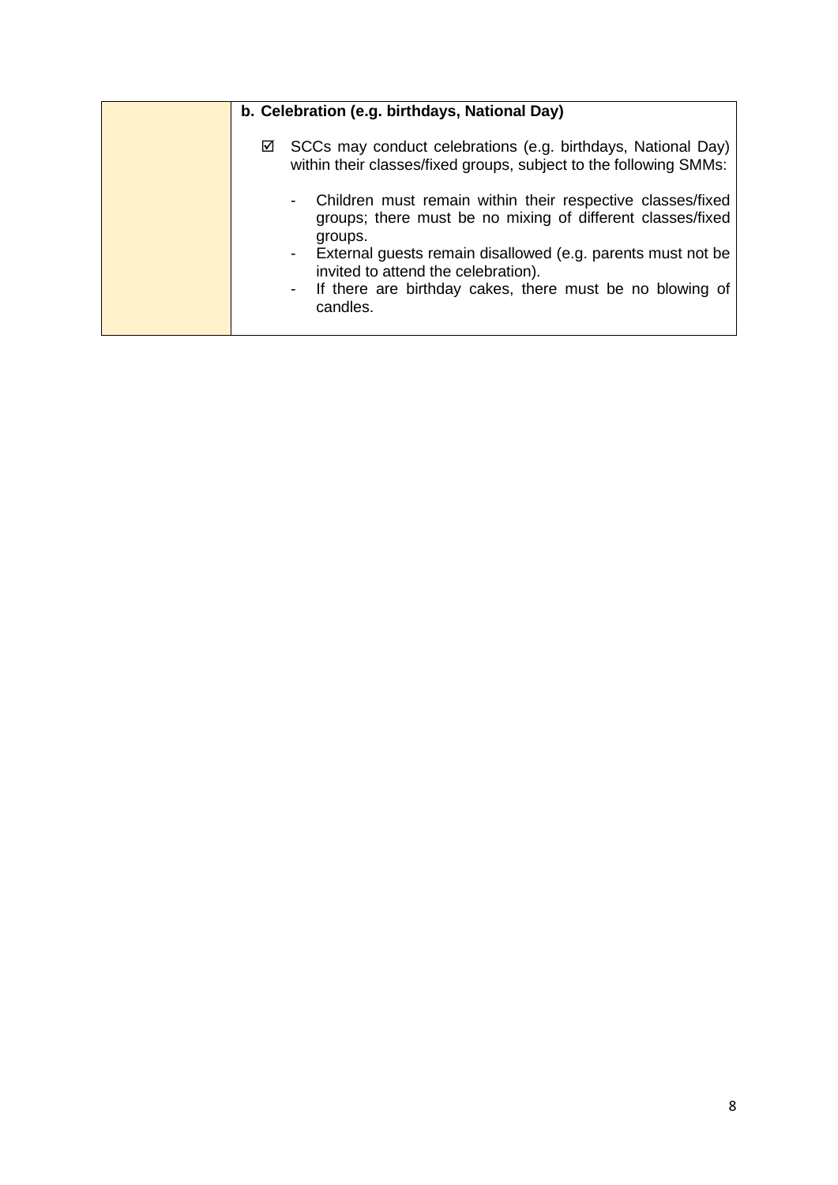| | **b. Celebration (e.g. birthdays, National Day)**<br><br>☑ SCCs may conduct celebrations (e.g. birthdays, National Day) within their classes/fixed groups, subject to the following SMMs:<br><br>- Children must remain within their respective classes/fixed groups; there must be no mixing of different classes/fixed groups.<br>- External guests remain disallowed (e.g. parents must not be invited to attend the celebration).<br>- If there are birthday cakes, there must be no blowing of candles. |
|---|---|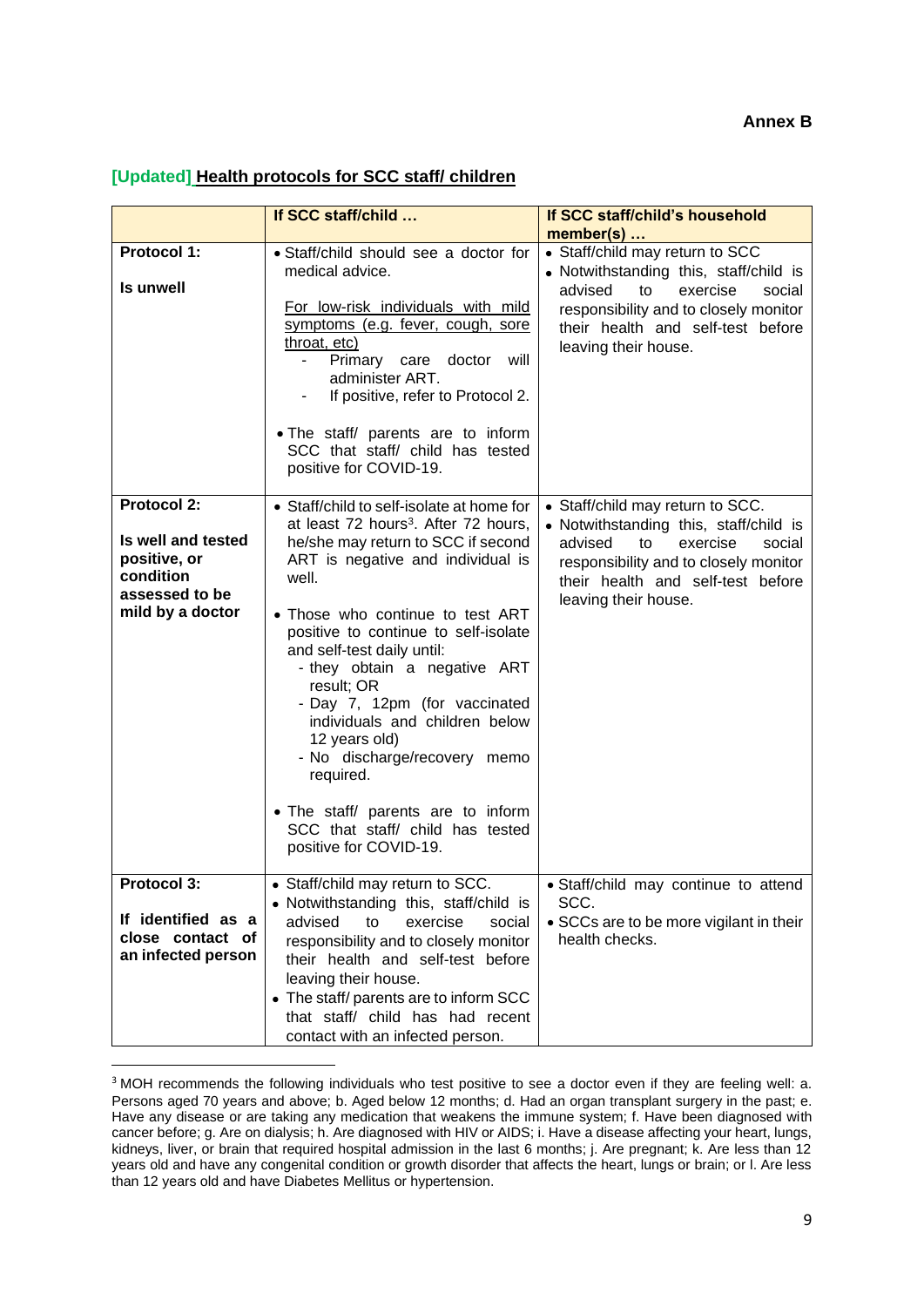**Annex B**

**[Updated] Health protocols for SCC staff/ children**

| | If SCC staff/child … | If SCC staff/child's household member(s) … |
|---|---|---|
| **Protocol 1:**<br><br>**Is unwell** | • Staff/child should see a doctor for medical advice.<br><br>For low-risk individuals with mild symptoms (e.g. fever, cough, sore throat, etc)<br>- Primary care doctor will administer ART.<br>- If positive, refer to Protocol 2.<br><br>• The staff/ parents are to inform SCC that staff/ child has tested positive for COVID-19. | • Staff/child may return to SCC<br>• Notwithstanding this, staff/child is advised to exercise social responsibility and to closely monitor their health and self-test before leaving their house. |
| **Protocol 2:**<br><br>**Is well and tested positive, or condition assessed to be mild by a doctor** | • Staff/child to self-isolate at home for at least 72 hours[3]. After 72 hours, he/she may return to SCC if second ART is negative and individual is well.<br><br>• Those who continue to test ART positive to continue to self-isolate and self-test daily until:<br>- they obtain a negative ART result; OR<br>- Day 7, 12pm (for vaccinated individuals and children below 12 years old)<br>- No discharge/recovery memo required.<br><br>• The staff/ parents are to inform SCC that staff/ child has tested positive for COVID-19. | • Staff/child may return to SCC.<br>• Notwithstanding this, staff/child is advised to exercise social responsibility and to closely monitor their health and self-test before leaving their house. |
| **Protocol 3:**<br><br>**If identified as a close contact of an infected person** | • Staff/child may return to SCC.<br>• Notwithstanding this, staff/child is advised to exercise social responsibility and to closely monitor their health and self-test before leaving their house.<br>• The staff/ parents are to inform SCC that staff/ child has had recent contact with an infected person. | • Staff/child may continue to attend SCC.<br>• SCCs are to be more vigilant in their health checks. |

[3] MOH recommends the following individuals who test positive to see a doctor even if they are feeling well: a. Persons aged 70 years and above; b. Aged below 12 months; d. Had an organ transplant surgery in the past; e. Have any disease or are taking any medication that weakens the immune system; f. Have been diagnosed with cancer before; g. Are on dialysis; h. Are diagnosed with HIV or AIDS; i. Have a disease affecting your heart, lungs, kidneys, liver, or brain that required hospital admission in the last 6 months; j. Are pregnant; k. Are less than 12 years old and have any congenital condition or growth disorder that affects the heart, lungs or brain; or l. Are less than 12 years old and have Diabetes Mellitus or hypertension.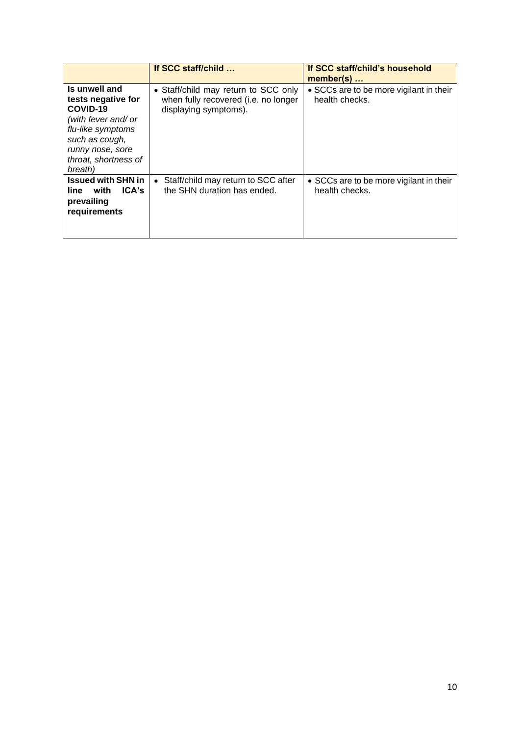| | If SCC staff/child … | If SCC staff/child's household member(s) … |
|---|---|---|
| **Is unwell and tests negative for COVID-19** *(with fever and/ or flu-like symptoms such as cough, runny nose, sore throat, shortness of breath)* | • Staff/child may return to SCC only when fully recovered (i.e. no longer displaying symptoms). | • SCCs are to be more vigilant in their health checks. |
| **Issued with SHN in line with ICA's prevailing requirements** | • Staff/child may return to SCC after the SHN duration has ended. | • SCCs are to be more vigilant in their health checks. |